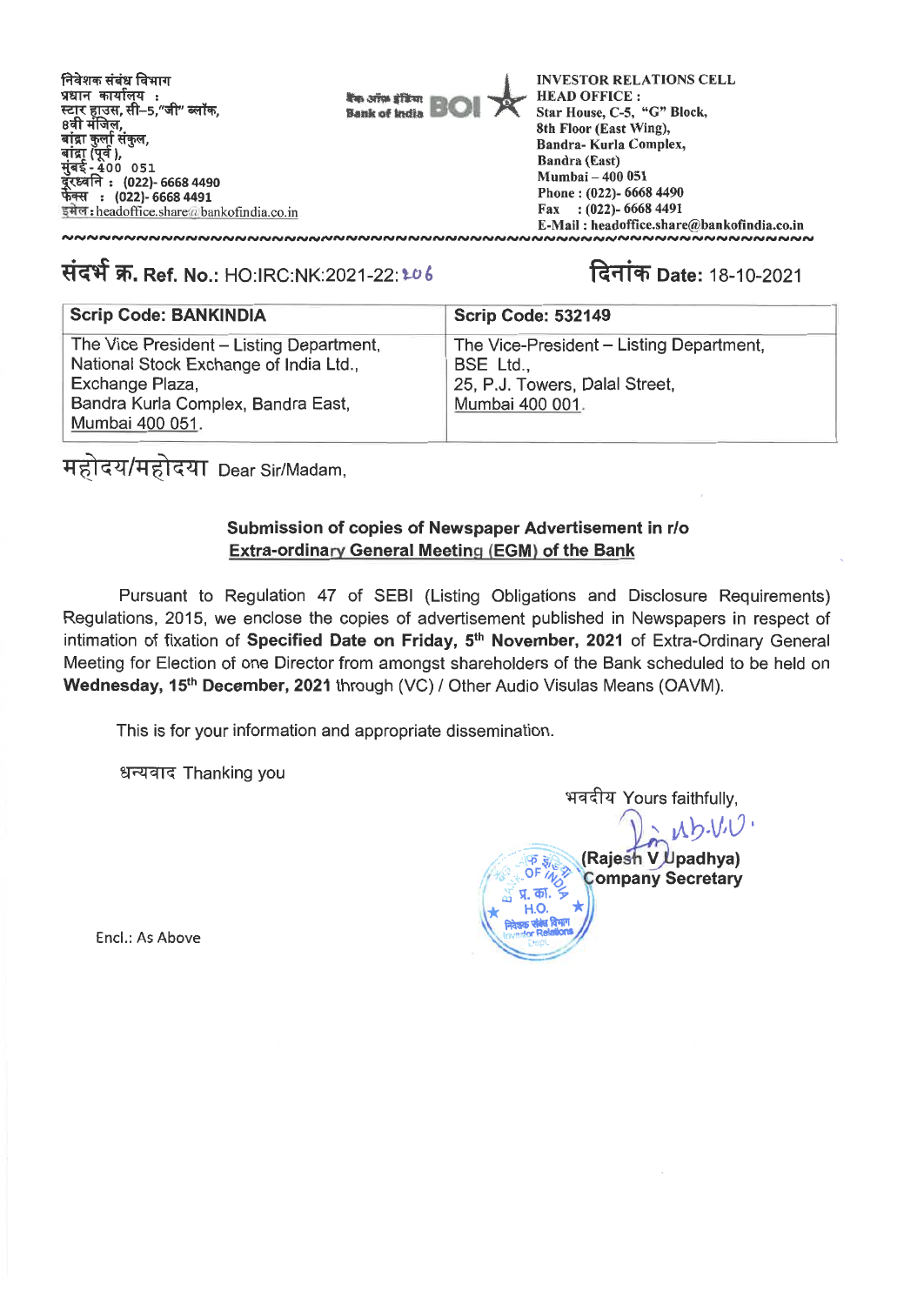निवेशक संबंध विभाग
प्रधान कार्यालय :
स्टार हाउस, सी–5,"जी" ब्लॉक,
8वी मंजिल,
बांद्रा कुर्ला संकुल,
बांद्रा (पूर्व),
मुंबई - 400 051
दूरध्वनि : (022)- 6668 4490
फेक्स : (022)- 6668 4491
इमेल : headoffice.share@bankofindia.co.in

बैंक ऑफ़ इंडिया Bank of India BOI

INVESTOR RELATIONS CELL
HEAD OFFICE :
Star House, C-5, "G" Block,
8th Floor (East Wing),
Bandra- Kurla Complex,
Bandra (East)
Mumbai – 400 051
Phone : (022)- 6668 4490
Fax : (022)- 6668 4491
E-Mail : headoffice.share@bankofindia.co.in

**संदर्भ क्र. Ref. No.:** HO:IRC:NK:2021-22:206

**दिनांक Date:** 18-10-2021

| Scrip Code: BANKINDIA | Scrip Code: 532149 |
|---|---|
| The Vice President – Listing Department,<br>National Stock Exchange of India Ltd.,<br>Exchange Plaza,<br>Bandra Kurla Complex, Bandra East,<br>Mumbai 400 051. | The Vice-President – Listing Department,<br>BSE Ltd.,<br>25, P.J. Towers, Dalal Street,<br>Mumbai 400 001. |

महोदय/महोदया Dear Sir/Madam,

**Submission of copies of Newspaper Advertisement in r/o**
**Extra-ordinary General Meeting (EGM) of the Bank**

Pursuant to Regulation 47 of SEBI (Listing Obligations and Disclosure Requirements) Regulations, 2015, we enclose the copies of advertisement published in Newspapers in respect of intimation of fixation of **Specified Date on Friday, 5th November, 2021** of Extra-Ordinary General Meeting for Election of one Director from amongst shareholders of the Bank scheduled to be held on **Wednesday, 15th December, 2021** through (VC) / Other Audio Visulas Means (OAVM).

This is for your information and appropriate dissemination.

धन्यवाद Thanking you

भवदीय Yours faithfully,

**(Rajesh V Upadhya)**
**Company Secretary**

Encl.: As Above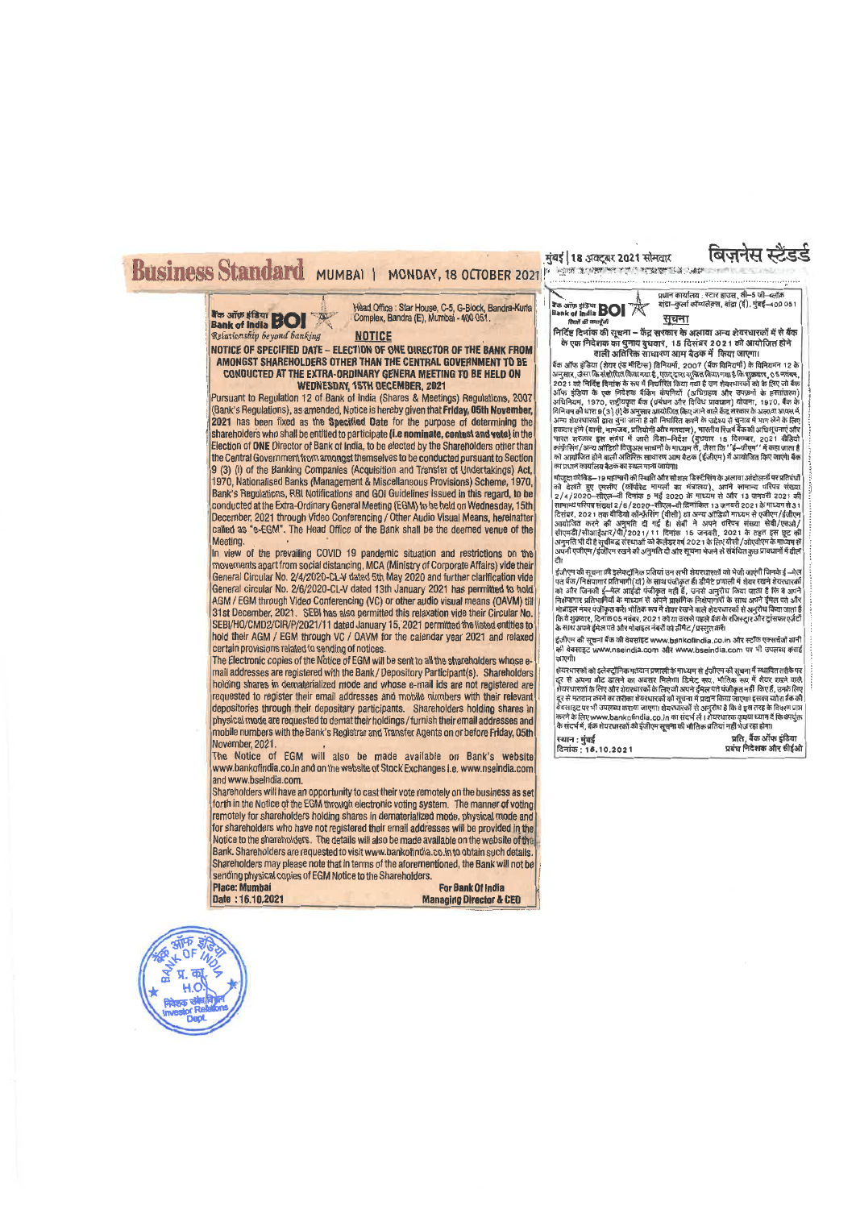# Business Standard MUMBAI | MONDAY, 18 OCTOBER 2021

बैंक ऑफ़ इंडिया **Bank of India BOI**

*Relationship beyond banking*

Head Office : Star House, C-5, G-Block, Bandra-Kurla Complex, Bandra (E), Mumbai - 400 051.

## NOTICE

**NOTICE OF SPECIFIED DATE – ELECTION OF ONE DIRECTOR OF THE BANK FROM AMONGST SHAREHOLDERS OTHER THAN THE CENTRAL GOVERNMENT TO BE CONDUCTED AT THE EXTRA-ORDINARY GENERA MEETING TO BE HELD ON WEDNESDAY, 15TH DECEMBER, 2021**

Pursuant to Regulation 12 of Bank of India (Shares & Meetings) Regulations, 2007 (Bank's Regulations), as amended, Notice is hereby given that **Friday, 05th November, 2021** has been fixed as the **Specified Date** for the purpose of determining the shareholders who shall be entitled to participate **(i.e nominate, contest and vote)** in the Election of **ONE** Director of Bank of India, to be elected by the Shareholders other than the Central Government from amongst themselves to be conducted pursuant to Section 9 (3) (i) of the Banking Companies (Acquisition and Transfer of Undertakings) Act, 1970, Nationalised Banks (Management & Miscellaneous Provisions) Scheme, 1970, Bank's Regulations, RBI Notifications and GOI Guidelines issued in this regard, to be conducted at the Extra-Ordinary General Meeting (EGM) to be held on Wednesday, 15th December, 2021 through Video Conferencing / Other Audio Visual Means, hereinafter called as "e-EGM". The Head Office of the Bank shall be the deemed venue of the Meeting.

In view of the prevailing COVID 19 pandemic situation and restrictions on the movements apart from social distancing, MCA (Ministry of Corporate Affairs) vide their General Circular No. 2/4/2020-CL-V dated 5th May 2020 and further clarification vide General circular No. 2/6/2020-CL-V dated 13th January 2021 has permitted to hold AGM / EGM through Video Conferencing (VC) or other audio visual means (OAVM) till 31st December, 2021. SEBI has also permitted this relaxation vide their Circular No. SEBI/HO/CMD2/CIR/P/2021/11 dated January 15, 2021 permitted the listed entities to hold their AGM / EGM through VC / OAVM for the calendar year 2021 and relaxed certain provisions related to sending of notices.

The Electronic copies of the Notice of EGM will be sent to all the shareholders whose e-mail addresses are registered with the Bank / Depository Participant(s). Shareholders holding shares in dematerialized mode and whose e-mail ids are not registered are requested to register their email addresses and mobile numbers with their relevant depositories through their depositary participants. Shareholders holding shares in physical mode are requested to demat their holdings / furnish their email addresses and mobile numbers with the Bank's Registrar and Transfer Agents on or before Friday, 05th November, 2021.

The Notice of EGM will also be made available on Bank's website www.bankofindia.co.in and on the website of Stock Exchanges i.e. www.nseindia.com and www.bseindia.com.

Shareholders will have an opportunity to cast their vote remotely on the business as set forth in the Notice of the EGM through electronic voting system. The manner of voting remotely for shareholders holding shares in dematerialized mode, physical mode and for shareholders who have not registered their email addresses will be provided in the Notice to the shareholders. The details will also be made available on the website of the Bank. Shareholders are requested to visit www.bankofindia.co.in to obtain such details. Shareholders may please note that in terms of the aforementioned, the Bank will not be sending physical copies of EGM Notice to the Shareholders.

**Place: Mumbai**
**Date : 16.10.2021**

**For Bank Of India**
**Managing Director & CEO**

---

# बिज़नेस स्टैंडर्ड मुंबई | 18 अक्टूबर 2021 सोमवार

बैंक ऑफ़ इंडिया **Bank of India BOI**

प्रधान कार्यालय : स्टार हाउस, सी–5 जी–ब्लॉक बांद्रा–कुर्ला कॉम्पलेक्स, बांद्रा (ई), मुंबई–400 051

## सूचना

**निर्दिष्ट दिनांक की सूचना – केंद्र सरकार के अलावा अन्य शेयरधारकों में से बैंक के एक निदेशक का चुनाव बुधवार, 15 दिसंबर 2021 को आयोजित होने वाली अतिरिक्त साधारण आम बैठक में किया जाएगा।**

बैंक ऑफ इंडिया (शेयर एवं मीटिंग्स) विनियमों, 2007 (बैंक विनियमों) के विनियमन 12 के अनुसार, जैसा कि संशोधित किया गया है, एतद्‌द्वारा सूचित किया जाता है कि शुक्रवार, 05 नवंबर, 2021 को निर्दिष्ट दिनांक के रूप में निर्धारित किया गया है उन शेयरधारकों को के लिए जो बैंक ऑफ इंडिया के एक निदेशक बैंकिंग कंपनियों (अधिग्रहण और उपक्रमों के हस्तांतरण) अधिनियम, 1970, राष्ट्रीयकृत बैंक (प्रबंधन और विविध प्रावधान) योजना, 1970, बैंक के विनियम की धारा 9(3) (i) के अनुसार आयोजित किए जाने वाले केंद्र सरकार के अलावा अन्य शेयरधारकों द्वारा चुना जाना है को निर्धारित करने के उद्देश्य से चुनाव में भाग लेने के लिए हकदार होंगे (यानी, नामांकन, प्रतियोगी और मतदान), भारतीय रिज़र्व बैंक की अधिसूचनाएं और भारत सरकार इस संबंध में जारी दिशा–निर्देश (बुधवार 15 दिसम्बर, 2021 वीडियो कांफ्रेंसिंग / अन्य ऑडियो विजुअल साधनों के माध्यम से, जैसा कि "ई–जीएम" में कहा जाता है को आयोजित होने वाली अतिरिक्त साधारण आम बैठक (ईजीएम) में आयोजित किए जाएंगे। बैंक का प्रधान कार्यालय बैठक का स्थल माना जाएगा।

कोविड–19 महामारी की स्थिति और सोशल डिस्टेंसिंग के अलावा आंदोलनों पर प्रतिबंधों को देखते हुए एमसीए (कॉर्पोरेट मामलों का मंत्रालय), अपने सामान्य परिपत्र संख्या 2/4/2020–सीएल–वी दिनांक 5 मई 2020 के माध्यम से और 13 जनवरी 2021 की सामान्य परिपत्र संख्या 2/6/2020–सीएल–वी दिनांकित 13 जनवरी 2021 के माध्यम से 31 दिसंबर, 2021 तक वीडियो कॉन्फ्रेंसिंग (वीसी) या अन्य ऑडियो माध्यम से एजीएम / ईजीएम आयोजित करने की अनुमति दी गई है। सेबी ने अपने परिपत्र संख्या सेबी/एचओ/ सीएमडी/सीआईआर/पी/2021/11 दिनांक 15 जनवरी, 2021 के तहत इस छूट की अनुमति भी दी है सूचीबद्ध संस्थाओं को कैलेंडर वर्ष 2021 के लिए वीसी / ओएवीएम के माध्यम से अपनी एजीएम / ईजीएम रखने की अनुमति दी और सूचना भेजने से संबंधित कुछ प्रावधानों में ढील दी।

ईजीएम की सूचना की इलेक्ट्रॉनिक प्रतियां उन सभी शेयरधारकों को भेजी जाएंगी जिनके ई–मेल पते बैंक / निक्षेपागार प्रतिभागी(यों) के साथ पंजीकृत हैं। डीमैट प्रणाली में शेयर रखने शेयरधारकों को और जिनकी ई–मेल आईडी पंजीकृत नहीं हैं, उनसे अनुरोध किया जाता है कि वे अपने निक्षेपागार प्रतिभागियों के माध्यम से अपने प्रासंगिक निक्षेपागारों के साथ अपने ईमेल पते और मोबाइल नंबर पंजीकृत करें। भौतिक रूप में शेयर रखने वाले शेयरधारकों से अनुरोध किया जाता है कि वे शुक्रवार, दिनांक 05 नवंबर, 2021 को या उससे पहले बैंक के रजिस्ट्रार और ट्रांसफर एजेंटों के साथ अपने ईमेल पते और मोबाइल नंबरों को डीमैट / प्रस्तुत करें।

ईजीएम की सूचना बैंक की वेबसाइट www.bankofindia.co.in और स्टॉक एक्सचेंजों यानी की वेबसाइट www.nseindia.com और www.bseindia.com पर भी उपलब्ध कराई जाएगी।

शेयरधारकों को इलेक्ट्रॉनिक मतदान प्रणाली के माध्यम से ईजीएम की सूचना में स्थापित तरीके पर दूर से अपना वोट डालने का अवसर मिलेगा डिमैट रूप, भौतिक रूप में शेयर रखने वाले शेयरधारकों के लिए और शेयरधारकों के लिए जो अपने ईमेल पते पंजीकृत नहीं किए हैं, उनके लिए दूर से मतदान करने का तरीका शेयरधारकों को सूचना में प्रदान किया जाएगा। इसका ब्यौरा बैंक की वेबसाइट पर भी उपलब्ध कराया जाएगा। शेयरधारकों से अनुरोध है कि वे इस तरह के विवरण प्राप्त करने के लिए www.bankofindia.co.in का संदर्भ लें। शेयरधारक कृपया ध्यान दें कि उपर्युक्त के संदर्भ में, बैंक शेयरधारकों को ईजीएम सूचना की भौतिक प्रतियां नहीं भेज रहा होगा।

**स्थान : मुंबई**
**दिनांक : 16.10.2021**

**प्रति, बैंक ऑफ इंडिया**
**प्रबंध निदेशक और सीईओ**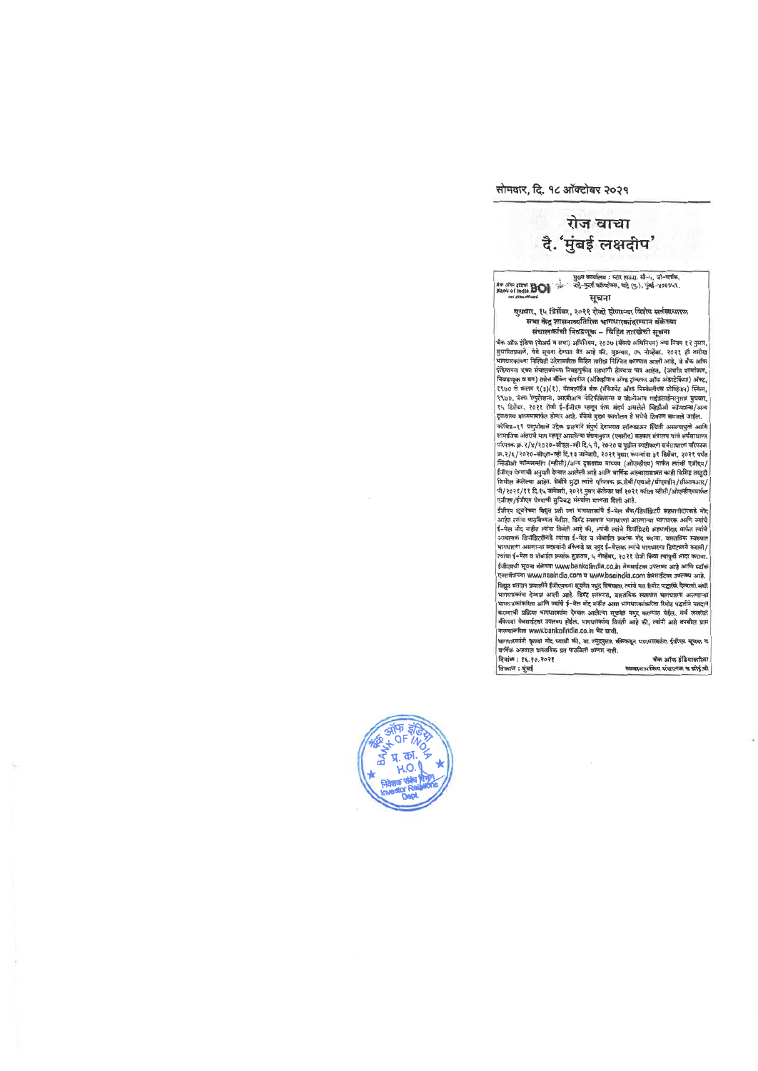सोमवार, दि. १८ ऑक्टोबर २०२१

# रोज वाचा
# दै. 'मुंबई लक्षदीप'

बँक ऑफ इंडिया BOI Bank of India

मुख्य कार्यालय : स्टार हाऊस, सी-५, जी-ब्लॉक, वांद्रे-कुर्ला कॉम्प्लेक्स, वांद्रे (पू.), मुंबई-४०००५१.

## सूचना

### बुधवार, १५ डिसेंबर, २०२१ रोजी होणाऱ्या विशेष सर्वसाधारण सभा केंद्र शासनाव्यतिरिक्त भागधारकांदरम्यान बँकेच्या संचालकांची निवडणूक – चिह्नित तारखेची सूचना

बँक ऑफ इंडिया (शेअर्स व सभा) अधिनियम, २००७ (बँकेचे अधिनियम) च्या नियम १२ नुसार, सुधारितप्रमाणे, येथे सूचना देण्यात येत आहे की, शुक्रवार, ०५ नोव्हेंबर, २०२१ ही तारीख भागधारकांच्या निश्चिती उद्देशाकरिता चिह्नित तारीख निश्चित करण्यात आली आहे, जे बँक ऑफ इंडियाच्या शेअर संचालकांच्या निवडणुकीत सहभागी होण्यास पात्र आहेत, (अर्थात नामांकन, निवडणूक व मत) तसेच बँकिंग कंपनीज (अधिग्रहण अँड ट्रान्सफर ऑफ अंडरटेकिंग्ज) ॲक्ट, १९७० चे कलम ९(३)(१), नॅशनलाईज्ड बँक (मॅनेजमेंट अँड मिसलेनियस प्रोव्हिजन) स्किम, १९७०, बँक्स रेग्युलेशन्स, आरबीआय नोटिफिकेशन्स व जीओआय गाईडलाईन्सनुसार बुधवार, १५ डिसेंबर, २०२१ रोजी ई-ईजीएम म्हणून यांत संदर्भ असलेले व्हिडीओ कॉन्फरन्स/अन्य दृकश्राव्य माध्यमामार्फत होणार आहे. बँकेचे मुख्य कार्यालय हे सभेचे ठिकाण समजले जाईल.

कोविड-१९ प्रादुर्भावाचे उद्भव झाल्याने संपूर्ण देशभरात लॉकडाऊन स्थिती असल्यामुळे आणि सामाजिक अंतराचे भाग म्हणून असलेल्या बंधनानुसार (एमसीए) सहकार मंत्रालय यांचे सर्वसाधारण परिपत्रक क्र.२/४/२०२०-सीएल-व्ही दि.५ मे, २०२० व पुढील स्पष्टीकरण सर्वसाधारण परिपत्रक क्र.२/६/२०२०-सीएल-व्ही दि.१३ जानेवारी, २०२१ नुसार कंपन्यांना ३१ डिसेंबर, २०२१ पर्यंत व्हिडीओ कॉन्फरन्सींग (व्हीसी)/अन्य दृकश्राव्य माध्यम (ओएव्हीएम) मार्फत त्यांची एजीएम/ईजीएम घेण्याची अनुमती देण्यात आलेली आहे आणि वार्षिक अहवालाबाबत काही विशिष्ट तरतुदी शिथील केलेल्या आहेत. सेबीने सुद्धा त्यांचे परिपत्रक क्र.सेबी/एचओ/सीएफडी२/सीआरआर/पी/२०२१/११ दि.१५ जानेवारी, २०२१ नुसार कंपन्यांना वर्ष २०२१ करिता व्हीसी/ओएव्हीएममार्फत एजीएम/ईजीएम घेण्याची सुविधा संस्थांना मान्यता दिली आहे.

ईजीएम सूचनेच्या विद्युत प्रती ज्या भागधारकांचे ई-मेल बँक/डिपॉझिटरी सहभागीदारकडे नोंद आहेत त्यांना पाठविल्या जातील. डिमॅट स्वरुपात भागधारणा असणाऱ्या भागधारक आणि ज्यांचे ई-मेल नोंद नाहीत त्यांना विनंती आहे की, त्यांनी त्यांचे डिपॉझिटरी सहभागीदार मार्फत त्यांचे आवश्यक डिपॉझिटरीकडे त्यांचा ई-मेल व मोबाईल क्रमांक नोंद करावा. वास्तविक स्वरुपात भागधारणा असणाऱ्या सदस्यांनी बँकेकडे या नमुद ई-मेलवर त्याचे भागधारणा डिपॉझिटरीकडे करावी/त्यांचा ई-मेल व मोबाईल क्रमांक शुक्रवार, ५ नोव्हेंबर, २०२१ रोजी किंवा त्यापूर्वी सादर करावा. ईजीएमची सूचना बँकेच्या www.bankofindia.co.in वेबसाईटवर उपलब्ध आहे आणि स्टॉक एक्सचेंजच्या www.nseindia.com व www.bseindia.com वेबसाईटवर उपलब्ध आहे.

विद्युत मतदान प्रणालीने ईजीएमच्या सूचनेत नमुद विषयावर, त्यांचे मत रिमोट पद्धतीने देण्याची संधी भागधारकांना देण्यात आली आहे. डिमॅट स्वरुपात, वास्तविक स्वरुपात भागधारणा असणाऱ्या भागधारकांकरिता आणि ज्यांची ई-मेल नोंद नाहीत अशा भागधारकांकरिता रिमोट पद्धतीने मतदान करण्याची प्रक्रिया भागधारकांना देण्यात आलेल्या सूचनेत नमुद करण्यात येईल. सर्व तपशील बँकेच्या वेबसाईटवर उपलब्ध होईल. भागधारकांना विनंती आहे की, त्यांनी असे तपशील प्राप्त करण्याकरिता www.bankofindia.co.in भेट द्यावी.

भागधारकांनी कृपया नोंद घ्यावी की, वर अनुसरल्यास बँकेकडून भागधारकांना ईजीएम सूचना व वार्षिक अहवाल वास्तविक प्रत पाठविली जाणार नाही.

दिनांक : १६.१०.२०२१
ठिकाण : मुंबई

बँक ऑफ इंडियाकरिता
व्यवस्थापकिय संचालक व सीईओ

बँक ऑफ इंडिया BANK OF INDIA प्र. का. H.O. निवेशक संबंध विभाग Investor Relations Dept.